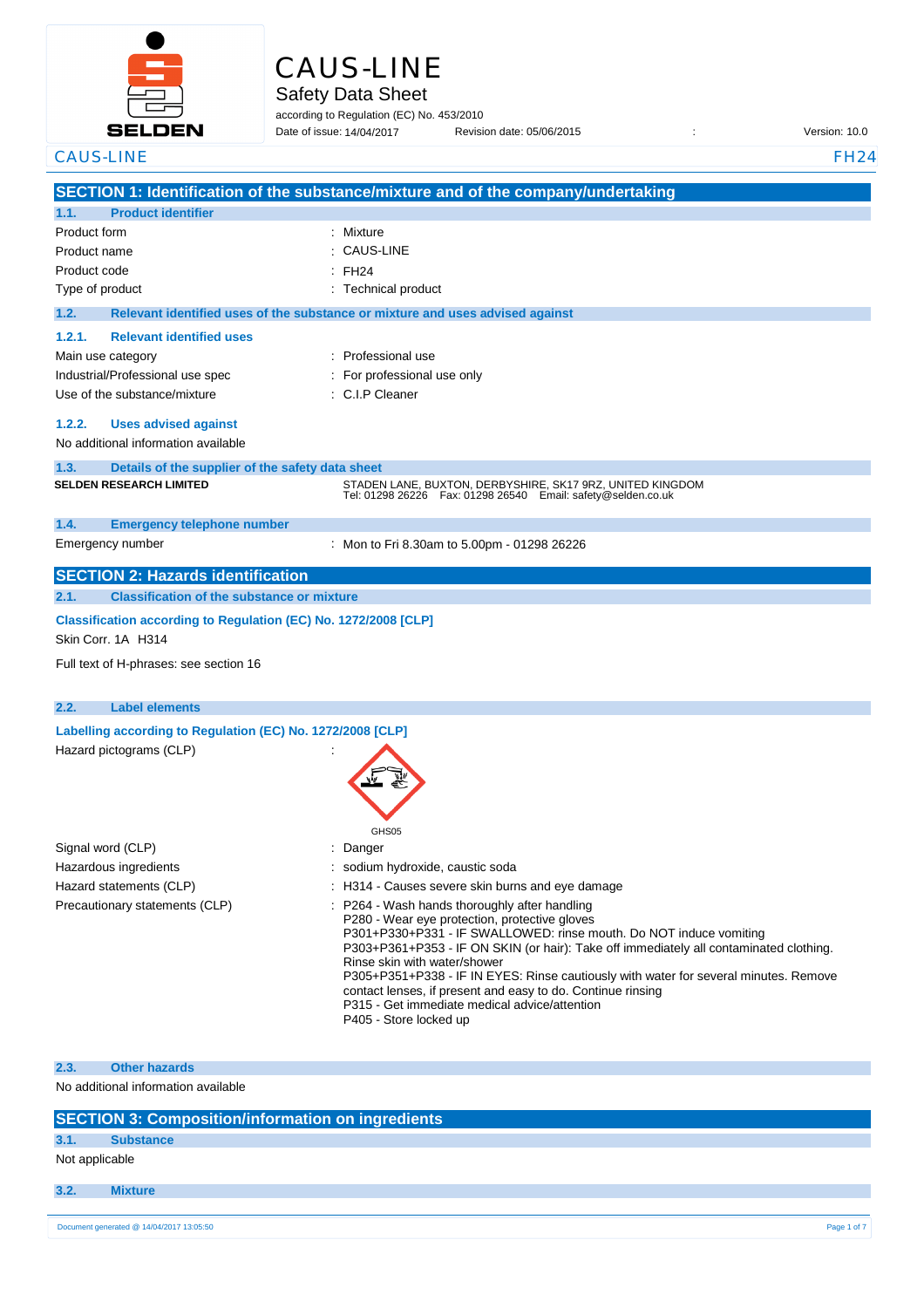# CAUS-LINE

## Safety Data Sheet

according to Regulation (EC) No. 453/2010

Date of issue: 14/04/2017    Revision date: 05/06/2015    :    Version: 10.0

CAUS-LINE    FH24

## SECTION 1: Identification of the substance/mixture and of the company/undertaking

### 1.1. Product identifier

| | |
|---|---|
| Product form | : Mixture |
| Product name | : CAUS-LINE |
| Product code | : FH24 |
| Type of product | : Technical product |

### 1.2. Relevant identified uses of the substance or mixture and uses advised against

#### 1.2.1. Relevant identified uses

| | |
|---|---|
| Main use category | : Professional use |
| Industrial/Professional use spec | : For professional use only |
| Use of the substance/mixture | : C.I.P Cleaner |

#### 1.2.2. Uses advised against

No additional information available

### 1.3. Details of the supplier of the safety data sheet

**SELDEN RESEARCH LIMITED**

STADEN LANE, BUXTON, DERBYSHIRE, SK17 9RZ, UNITED KINGDOM
Tel: 01298 26226    Fax: 01298 26540    Email: safety@selden.co.uk

### 1.4. Emergency telephone number

| | |
|---|---|
| Emergency number | : Mon to Fri 8.30am to 5.00pm - 01298 26226 |

## SECTION 2: Hazards identification

### 2.1. Classification of the substance or mixture

**Classification according to Regulation (EC) No. 1272/2008 [CLP]**

Skin Corr. 1A H314

Full text of H-phrases: see section 16

### 2.2. Label elements

**Labelling according to Regulation (EC) No. 1272/2008 [CLP]**

Hazard pictograms (CLP) :

GHS05

Signal word (CLP) : Danger

Hazardous ingredients : sodium hydroxide, caustic soda

Hazard statements (CLP) : H314 - Causes severe skin burns and eye damage

Precautionary statements (CLP) :
P264 - Wash hands thoroughly after handling
P280 - Wear eye protection, protective gloves
P301+P330+P331 - IF SWALLOWED: rinse mouth. Do NOT induce vomiting
P303+P361+P353 - IF ON SKIN (or hair): Take off immediately all contaminated clothing. Rinse skin with water/shower
P305+P351+P338 - IF IN EYES: Rinse cautiously with water for several minutes. Remove contact lenses, if present and easy to do. Continue rinsing
P315 - Get immediate medical advice/attention
P405 - Store locked up

### 2.3. Other hazards

No additional information available

## SECTION 3: Composition/information on ingredients

### 3.1. Substance

Not applicable

### 3.2. Mixture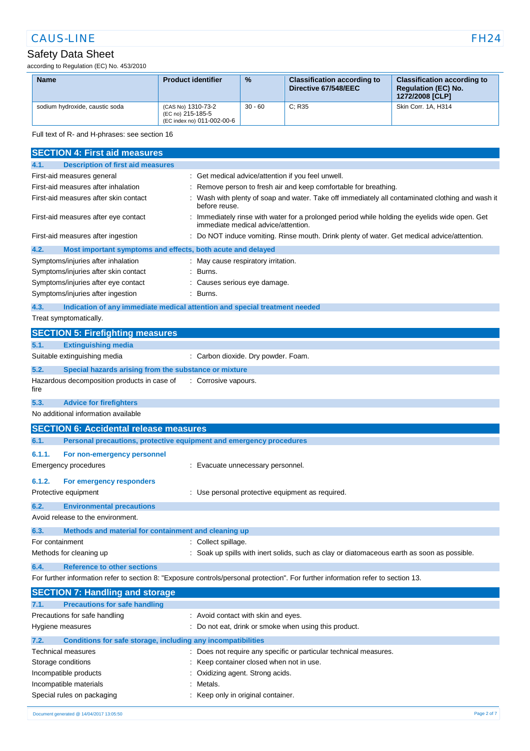| Name | Product identifier | % | Classification according to Directive 67/548/EEC | Classification according to Regulation (EC) No. 1272/2008 [CLP] |
|---|---|---|---|---|
| sodium hydroxide, caustic soda | (CAS No) 1310-73-2<br>(EC no) 215-185-5<br>(EC index no) 011-002-00-6 | 30 - 60 | C; R35 | Skin Corr. 1A, H314 |

Full text of R- and H-phrases: see section 16

## SECTION 4: First aid measures

### 4.1. Description of first aid measures

First-aid measures general : Get medical advice/attention if you feel unwell.

First-aid measures after inhalation : Remove person to fresh air and keep comfortable for breathing.

First-aid measures after skin contact : Wash with plenty of soap and water. Take off immediately all contaminated clothing and wash it before reuse.

First-aid measures after eye contact : Immediately rinse with water for a prolonged period while holding the eyelids wide open. Get immediate medical advice/attention.

First-aid measures after ingestion : Do NOT induce vomiting. Rinse mouth. Drink plenty of water. Get medical advice/attention.

### 4.2. Most important symptoms and effects, both acute and delayed

Symptoms/injuries after inhalation : May cause respiratory irritation.

Symptoms/injuries after skin contact : Burns.

Symptoms/injuries after eye contact : Causes serious eye damage.

Symptoms/injuries after ingestion : Burns.

### 4.3. Indication of any immediate medical attention and special treatment needed

Treat symptomatically.

## SECTION 5: Firefighting measures

### 5.1. Extinguishing media

Suitable extinguishing media : Carbon dioxide. Dry powder. Foam.

### 5.2. Special hazards arising from the substance or mixture

Hazardous decomposition products in case of fire : Corrosive vapours.

### 5.3. Advice for firefighters

No additional information available

## SECTION 6: Accidental release measures

### 6.1. Personal precautions, protective equipment and emergency procedures

#### 6.1.1. For non-emergency personnel

Emergency procedures : Evacuate unnecessary personnel.

#### 6.1.2. For emergency responders

Protective equipment : Use personal protective equipment as required.

### 6.2. Environmental precautions

Avoid release to the environment.

### 6.3. Methods and material for containment and cleaning up

For containment : Collect spillage.

Methods for cleaning up : Soak up spills with inert solids, such as clay or diatomaceous earth as soon as possible.

### 6.4. Reference to other sections

For further information refer to section 8: "Exposure controls/personal protection". For further information refer to section 13.

## SECTION 7: Handling and storage

### 7.1. Precautions for safe handling

Precautions for safe handling : Avoid contact with skin and eyes.

Hygiene measures : Do not eat, drink or smoke when using this product.

### 7.2. Conditions for safe storage, including any incompatibilities

Technical measures : Does not require any specific or particular technical measures.

Storage conditions : Keep container closed when not in use.

Incompatible products : Oxidizing agent. Strong acids.

Incompatible materials : Metals.

Special rules on packaging : Keep only in original container.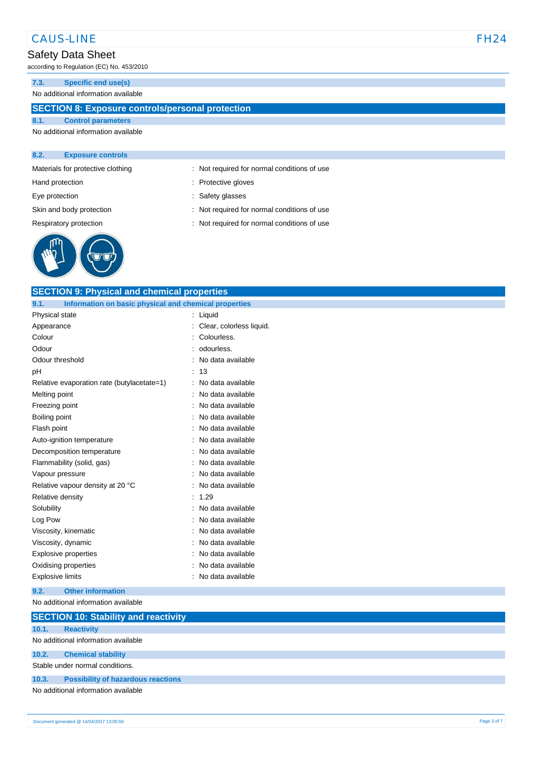#### 7.3. Specific end use(s)

No additional information available

## SECTION 8: Exposure controls/personal protection

#### 8.1. Control parameters

No additional information available

#### 8.2. Exposure controls

| | |
|---|---|
| Materials for protective clothing | : Not required for normal conditions of use |
| Hand protection | : Protective gloves |
| Eye protection | : Safety glasses |
| Skin and body protection | : Not required for normal conditions of use |
| Respiratory protection | : Not required for normal conditions of use |

## SECTION 9: Physical and chemical properties

#### 9.1. Information on basic physical and chemical properties

| | |
|---|---|
| Physical state | : Liquid |
| Appearance | : Clear, colorless liquid. |
| Colour | : Colourless. |
| Odour | : odourless. |
| Odour threshold | : No data available |
| pH | : 13 |
| Relative evaporation rate (butylacetate=1) | : No data available |
| Melting point | : No data available |
| Freezing point | : No data available |
| Boiling point | : No data available |
| Flash point | : No data available |
| Auto-ignition temperature | : No data available |
| Decomposition temperature | : No data available |
| Flammability (solid, gas) | : No data available |
| Vapour pressure | : No data available |
| Relative vapour density at 20 °C | : No data available |
| Relative density | : 1.29 |
| Solubility | : No data available |
| Log Pow | : No data available |
| Viscosity, kinematic | : No data available |
| Viscosity, dynamic | : No data available |
| Explosive properties | : No data available |
| Oxidising properties | : No data available |
| Explosive limits | : No data available |

#### 9.2. Other information

No additional information available

## SECTION 10: Stability and reactivity

#### 10.1. Reactivity

No additional information available

#### 10.2. Chemical stability

Stable under normal conditions.

#### 10.3. Possibility of hazardous reactions

No additional information available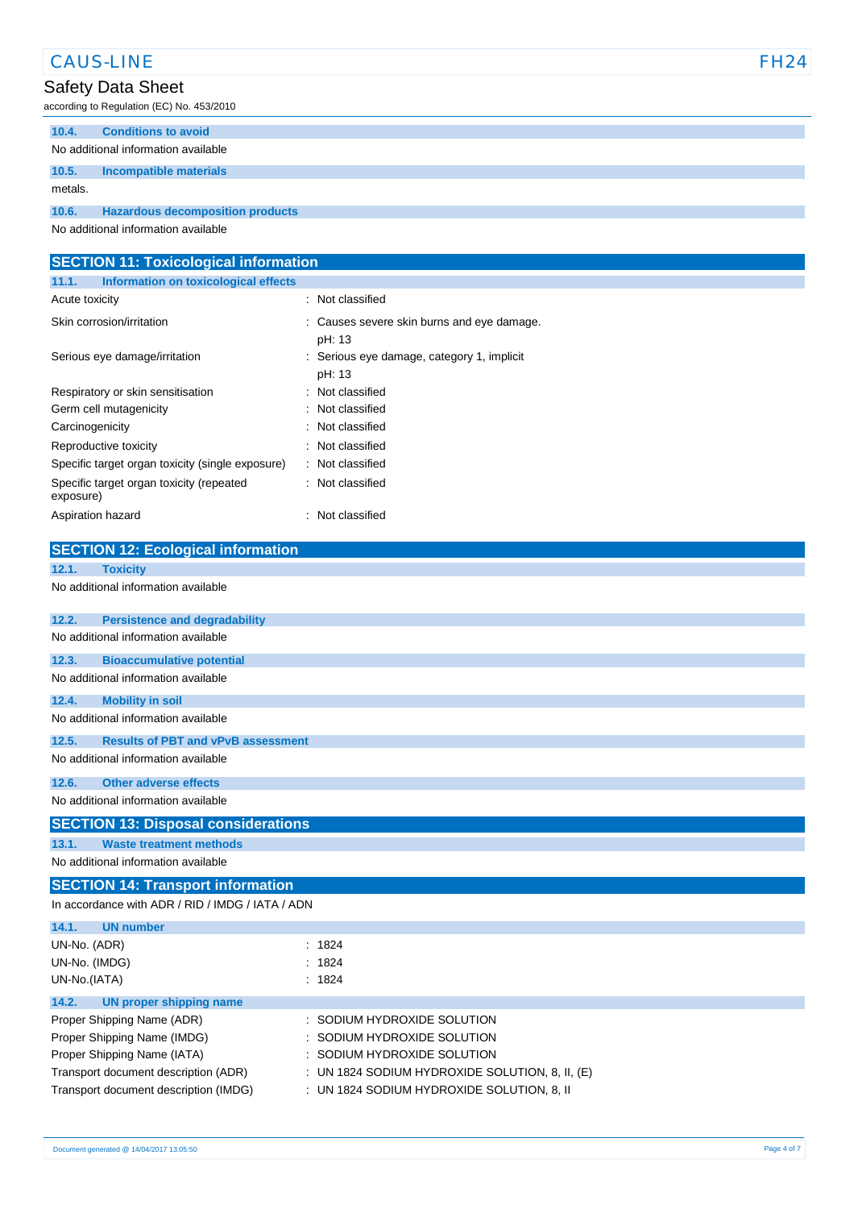### 10.4. Conditions to avoid

No additional information available

### 10.5. Incompatible materials

metals.

### 10.6. Hazardous decomposition products

No additional information available

## SECTION 11: Toxicological information

### 11.1. Information on toxicological effects

| | |
|---|---|
| Acute toxicity | : Not classified |
| Skin corrosion/irritation | : Causes severe skin burns and eye damage.<br>pH: 13 |
| Serious eye damage/irritation | : Serious eye damage, category 1, implicit<br>pH: 13 |
| Respiratory or skin sensitisation | : Not classified |
| Germ cell mutagenicity | : Not classified |
| Carcinogenicity | : Not classified |
| Reproductive toxicity | : Not classified |
| Specific target organ toxicity (single exposure) | : Not classified |
| Specific target organ toxicity (repeated exposure) | : Not classified |
| Aspiration hazard | : Not classified |

## SECTION 12: Ecological information

### 12.1. Toxicity

No additional information available

### 12.2. Persistence and degradability

No additional information available

### 12.3. Bioaccumulative potential

No additional information available

### 12.4. Mobility in soil

No additional information available

### 12.5. Results of PBT and vPvB assessment

No additional information available

### 12.6. Other adverse effects

No additional information available

## SECTION 13: Disposal considerations

### 13.1. Waste treatment methods

No additional information available

## SECTION 14: Transport information

In accordance with ADR / RID / IMDG / IATA / ADN

### 14.1. UN number

| | |
|---|---|
| UN-No. (ADR) | : 1824 |
| UN-No. (IMDG) | : 1824 |
| UN-No.(IATA) | : 1824 |

### 14.2. UN proper shipping name

| | |
|---|---|
| Proper Shipping Name (ADR) | : SODIUM HYDROXIDE SOLUTION |
| Proper Shipping Name (IMDG) | : SODIUM HYDROXIDE SOLUTION |
| Proper Shipping Name (IATA) | : SODIUM HYDROXIDE SOLUTION |
| Transport document description (ADR) | : UN 1824 SODIUM HYDROXIDE SOLUTION, 8, II, (E) |
| Transport document description (IMDG) | : UN 1824 SODIUM HYDROXIDE SOLUTION, 8, II |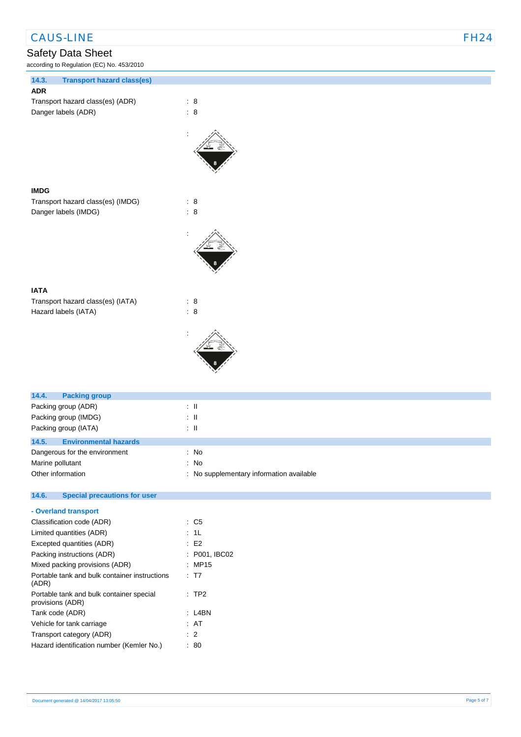### 14.3. Transport hazard class(es)

**ADR**

| | |
|---|---|
| Transport hazard class(es) (ADR) | : 8 |
| Danger labels (ADR) | : 8 |
| | : |

**IMDG**

| | |
|---|---|
| Transport hazard class(es) (IMDG) | : 8 |
| Danger labels (IMDG) | : 8 |
| | : |

**IATA**

| | |
|---|---|
| Transport hazard class(es) (IATA) | : 8 |
| Hazard labels (IATA) | : 8 |
| | : |

### 14.4. Packing group

| | |
|---|---|
| Packing group (ADR) | : II |
| Packing group (IMDG) | : II |
| Packing group (IATA) | : II |

### 14.5. Environmental hazards

| | |
|---|---|
| Dangerous for the environment | : No |
| Marine pollutant | : No |
| Other information | : No supplementary information available |

### 14.6. Special precautions for user

**- Overland transport**

| | |
|---|---|
| Classification code (ADR) | : C5 |
| Limited quantities (ADR) | : 1L |
| Excepted quantities (ADR) | : E2 |
| Packing instructions (ADR) | : P001, IBC02 |
| Mixed packing provisions (ADR) | : MP15 |
| Portable tank and bulk container instructions (ADR) | : T7 |
| Portable tank and bulk container special provisions (ADR) | : TP2 |
| Tank code (ADR) | : L4BN |
| Vehicle for tank carriage | : AT |
| Transport category (ADR) | : 2 |
| Hazard identification number (Kemler No.) | : 80 |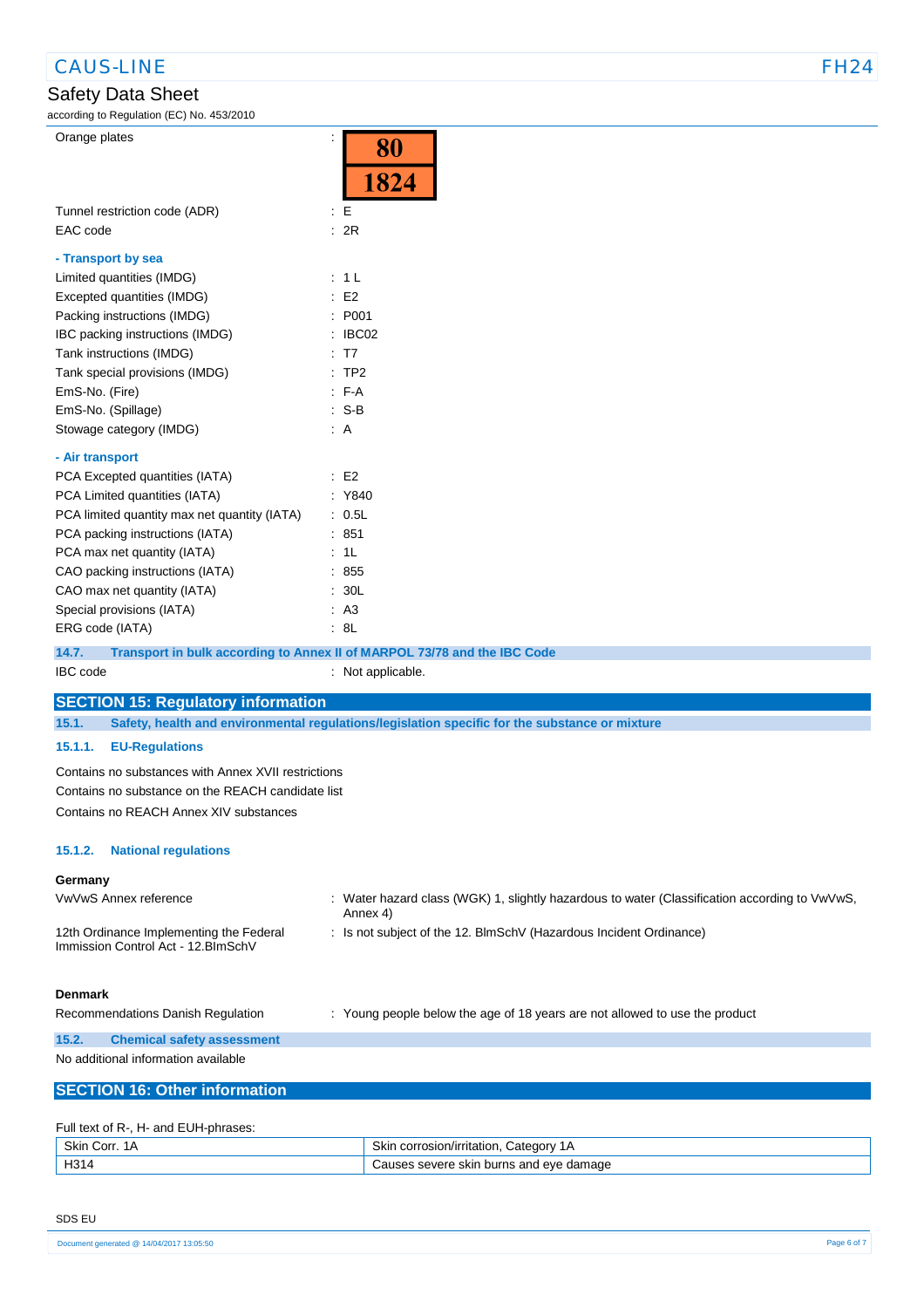Orange plates : 80 / 1824

Tunnel restriction code (ADR) : E

EAC code : 2R

**- Transport by sea**

Limited quantities (IMDG) : 1 L

Excepted quantities (IMDG) : E2

Packing instructions (IMDG) : P001

IBC packing instructions (IMDG) : IBC02

Tank instructions (IMDG) : T7

Tank special provisions (IMDG) : TP2

EmS-No. (Fire) : F-A

EmS-No. (Spillage) : S-B

Stowage category (IMDG) : A

**- Air transport**

PCA Excepted quantities (IATA) : E2

PCA Limited quantities (IATA) : Y840

PCA limited quantity max net quantity (IATA) : 0.5L

PCA packing instructions (IATA) : 851

PCA max net quantity (IATA) : 1L

CAO packing instructions (IATA) : 855

CAO max net quantity (IATA) : 30L

Special provisions (IATA) : A3

ERG code (IATA) : 8L

### 14.7. Transport in bulk according to Annex II of MARPOL 73/78 and the IBC Code

IBC code : Not applicable.

## SECTION 15: Regulatory information

### 15.1. Safety, health and environmental regulations/legislation specific for the substance or mixture

#### 15.1.1. EU-Regulations

Contains no substances with Annex XVII restrictions

Contains no substance on the REACH candidate list

Contains no REACH Annex XIV substances

#### 15.1.2. National regulations

**Germany**

VwVwS Annex reference : Water hazard class (WGK) 1, slightly hazardous to water (Classification according to VwVwS, Annex 4)

12th Ordinance Implementing the Federal Immission Control Act - 12.BImSchV : Is not subject of the 12. BlmSchV (Hazardous Incident Ordinance)

**Denmark**

Recommendations Danish Regulation : Young people below the age of 18 years are not allowed to use the product

### 15.2. Chemical safety assessment

No additional information available

## SECTION 16: Other information

Full text of R-, H- and EUH-phrases:

| | |
|---|---|
| Skin Corr. 1A | Skin corrosion/irritation, Category 1A |
| H314 | Causes severe skin burns and eye damage |

SDS EU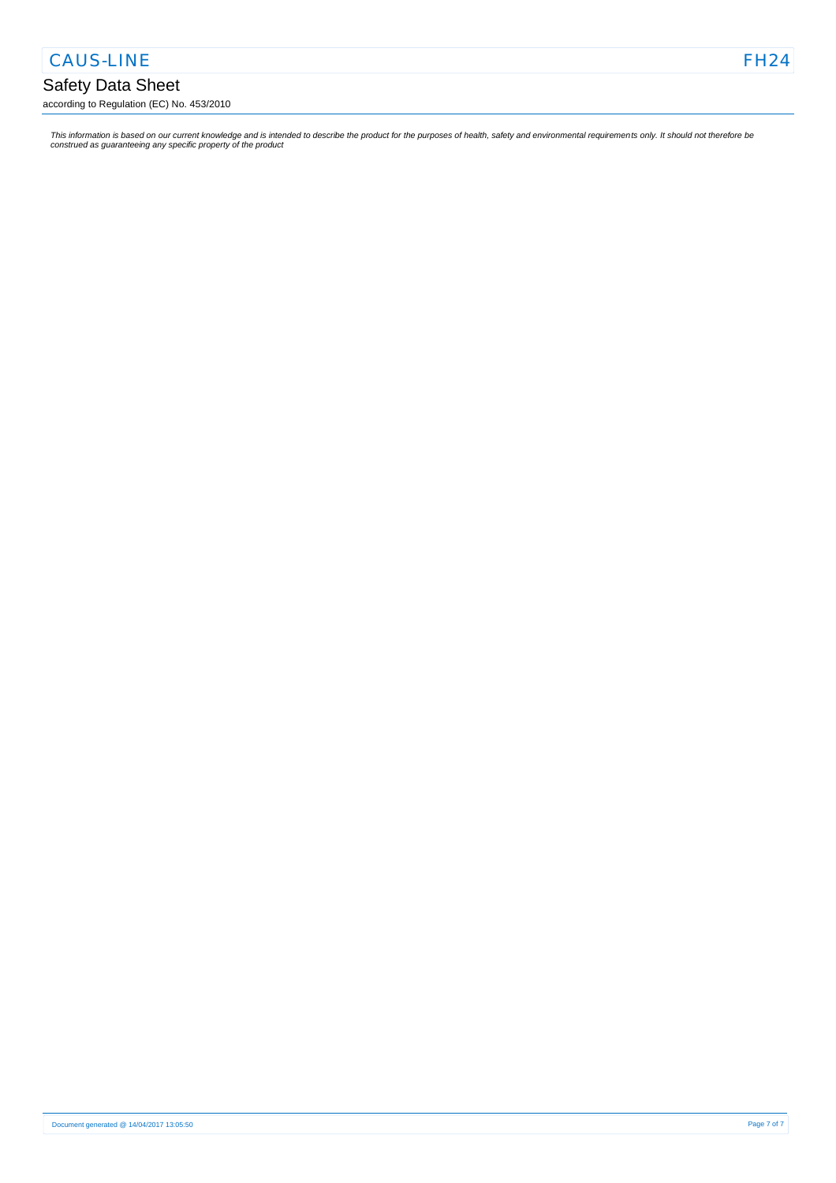*This information is based on our current knowledge and is intended to describe the product for the purposes of health, safety and environmental requirements only. It should not therefore be construed as guaranteeing any specific property of the product*